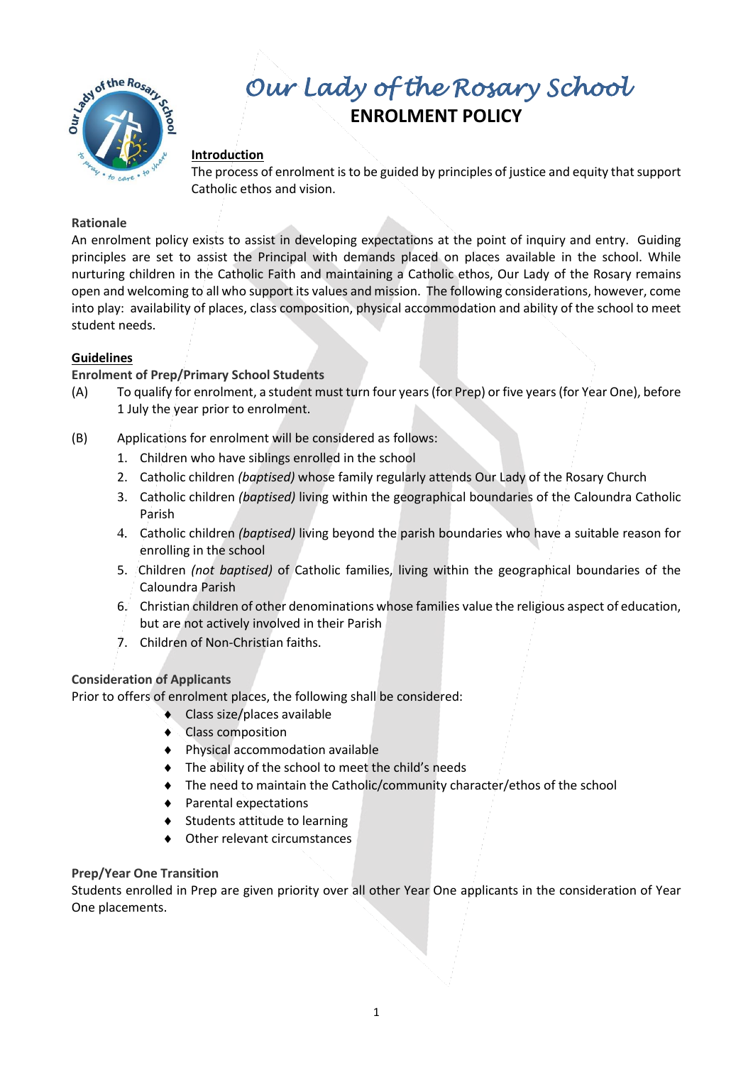# Our Lady of the Rosary School

## ENROLMENT POLICY

**Introduction**

The process of enrolment is to be guided by principles of justice and equity that support Catholic ethos and vision.

**Rationale**

An enrolment policy exists to assist in developing expectations at the point of inquiry and entry. Guiding principles are set to assist the Principal with demands placed on places available in the school. While nurturing children in the Catholic Faith and maintaining a Catholic ethos, Our Lady of the Rosary remains open and welcoming to all who support its values and mission. The following considerations, however, come into play: availability of places, class composition, physical accommodation and ability of the school to meet student needs.

**Guidelines**

**Enrolment of Prep/Primary School Students**

(A) To qualify for enrolment, a student must turn four years (for Prep) or five years (for Year One), before 1 July the year prior to enrolment.

(B) Applications for enrolment will be considered as follows:

1. Children who have siblings enrolled in the school
2. Catholic children *(baptised)* whose family regularly attends Our Lady of the Rosary Church
3. Catholic children *(baptised)* living within the geographical boundaries of the Caloundra Catholic Parish
4. Catholic children *(baptised)* living beyond the parish boundaries who have a suitable reason for enrolling in the school
5. Children *(not baptised)* of Catholic families, living within the geographical boundaries of the Caloundra Parish
6. Christian children of other denominations whose families value the religious aspect of education, but are not actively involved in their Parish
7. Children of Non-Christian faiths.

**Consideration of Applicants**

Prior to offers of enrolment places, the following shall be considered:

- Class size/places available
- Class composition
- Physical accommodation available
- The ability of the school to meet the child's needs
- The need to maintain the Catholic/community character/ethos of the school
- Parental expectations
- Students attitude to learning
- Other relevant circumstances

**Prep/Year One Transition**

Students enrolled in Prep are given priority over all other Year One applicants in the consideration of Year One placements.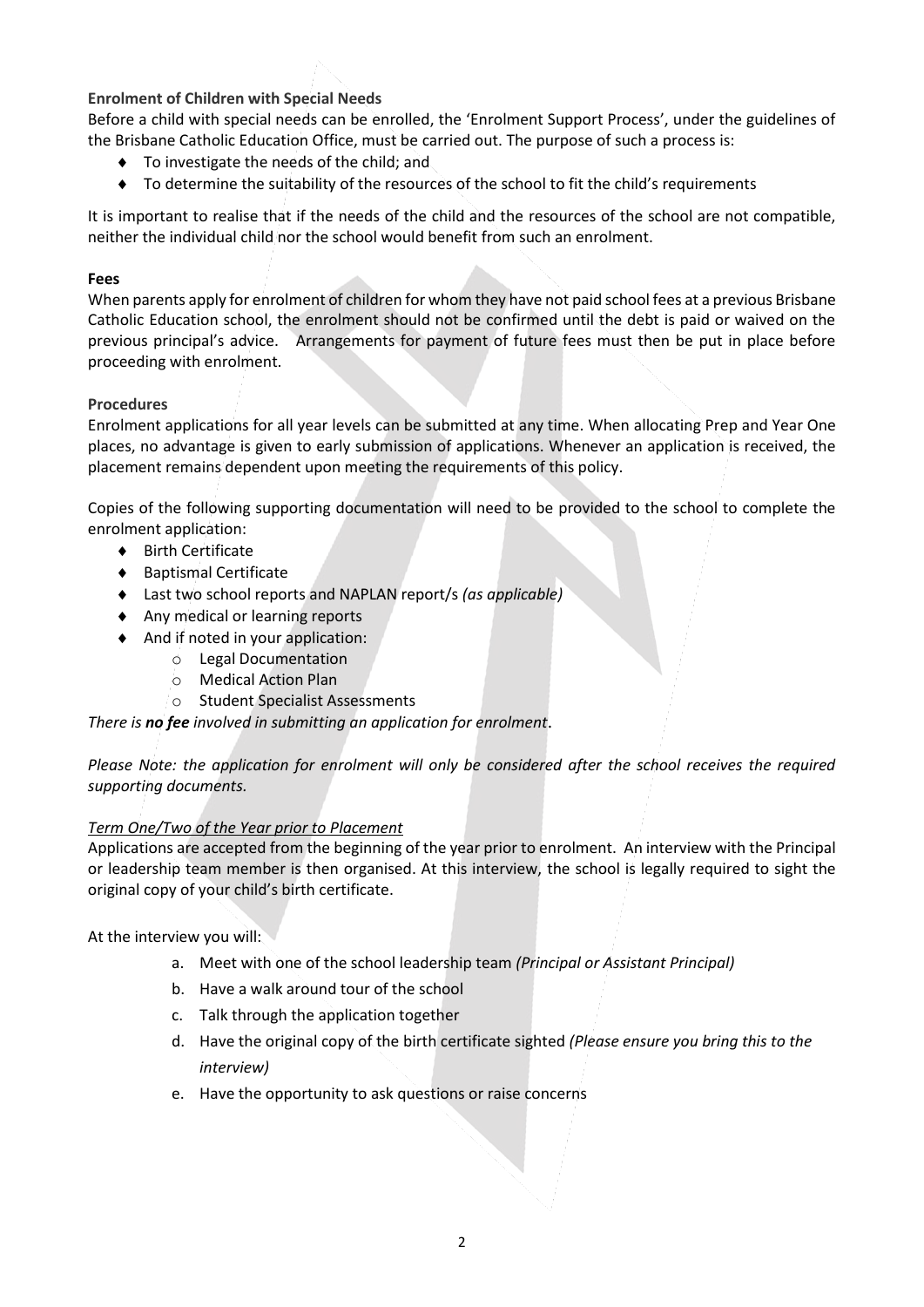**Enrolment of Children with Special Needs**

Before a child with special needs can be enrolled, the 'Enrolment Support Process', under the guidelines of the Brisbane Catholic Education Office, must be carried out. The purpose of such a process is:

- To investigate the needs of the child; and
- To determine the suitability of the resources of the school to fit the child's requirements

It is important to realise that if the needs of the child and the resources of the school are not compatible, neither the individual child nor the school would benefit from such an enrolment.

**Fees**

When parents apply for enrolment of children for whom they have not paid school fees at a previous Brisbane Catholic Education school, the enrolment should not be confirmed until the debt is paid or waived on the previous principal's advice. Arrangements for payment of future fees must then be put in place before proceeding with enrolment.

**Procedures**

Enrolment applications for all year levels can be submitted at any time. When allocating Prep and Year One places, no advantage is given to early submission of applications. Whenever an application is received, the placement remains dependent upon meeting the requirements of this policy.

Copies of the following supporting documentation will need to be provided to the school to complete the enrolment application:

- Birth Certificate
- Baptismal Certificate
- Last two school reports and NAPLAN report/s *(as applicable)*
- Any medical or learning reports
- And if noted in your application:
    - Legal Documentation
    - Medical Action Plan
    - Student Specialist Assessments

*There is **no fee** involved in submitting an application for enrolment.*

*Please Note: the application for enrolment will only be considered after the school receives the required supporting documents.*

*<u>Term One/Two of the Year prior to Placement</u>*

Applications are accepted from the beginning of the year prior to enrolment. An interview with the Principal or leadership team member is then organised. At this interview, the school is legally required to sight the original copy of your child's birth certificate.

At the interview you will:

a. Meet with one of the school leadership team *(Principal or Assistant Principal)*
b. Have a walk around tour of the school
c. Talk through the application together
d. Have the original copy of the birth certificate sighted *(Please ensure you bring this to the interview)*
e. Have the opportunity to ask questions or raise concerns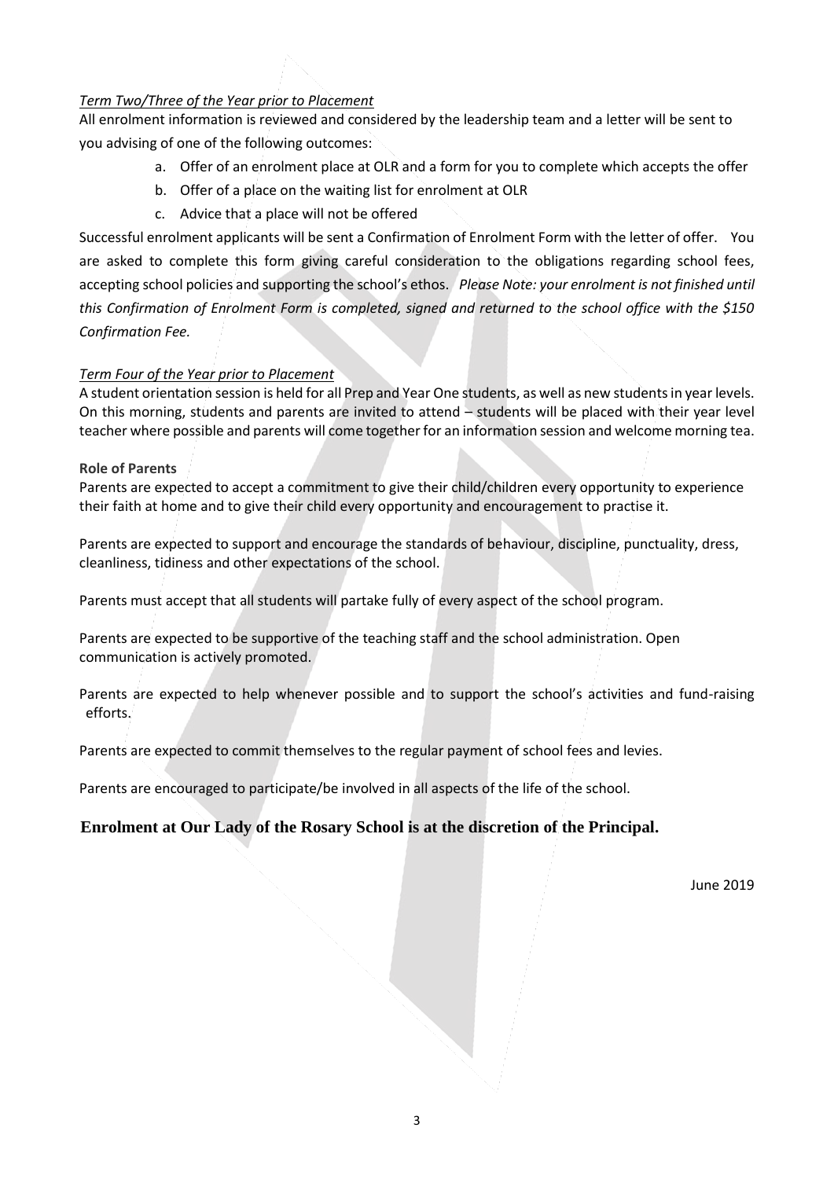*Term Two/Three of the Year prior to Placement*

All enrolment information is reviewed and considered by the leadership team and a letter will be sent to you advising of one of the following outcomes:

a. Offer of an enrolment place at OLR and a form for you to complete which accepts the offer
b. Offer of a place on the waiting list for enrolment at OLR
c. Advice that a place will not be offered

Successful enrolment applicants will be sent a Confirmation of Enrolment Form with the letter of offer. You are asked to complete this form giving careful consideration to the obligations regarding school fees, accepting school policies and supporting the school's ethos. *Please Note: your enrolment is not finished until this Confirmation of Enrolment Form is completed, signed and returned to the school office with the $150 Confirmation Fee.*

*Term Four of the Year prior to Placement*

A student orientation session is held for all Prep and Year One students, as well as new students in year levels. On this morning, students and parents are invited to attend – students will be placed with their year level teacher where possible and parents will come together for an information session and welcome morning tea.

**Role of Parents**

Parents are expected to accept a commitment to give their child/children every opportunity to experience their faith at home and to give their child every opportunity and encouragement to practise it.

Parents are expected to support and encourage the standards of behaviour, discipline, punctuality, dress, cleanliness, tidiness and other expectations of the school.

Parents must accept that all students will partake fully of every aspect of the school program.

Parents are expected to be supportive of the teaching staff and the school administration. Open communication is actively promoted.

Parents are expected to help whenever possible and to support the school's activities and fund-raising efforts.

Parents are expected to commit themselves to the regular payment of school fees and levies.

Parents are encouraged to participate/be involved in all aspects of the life of the school.

**Enrolment at Our Lady of the Rosary School is at the discretion of the Principal.**

June 2019